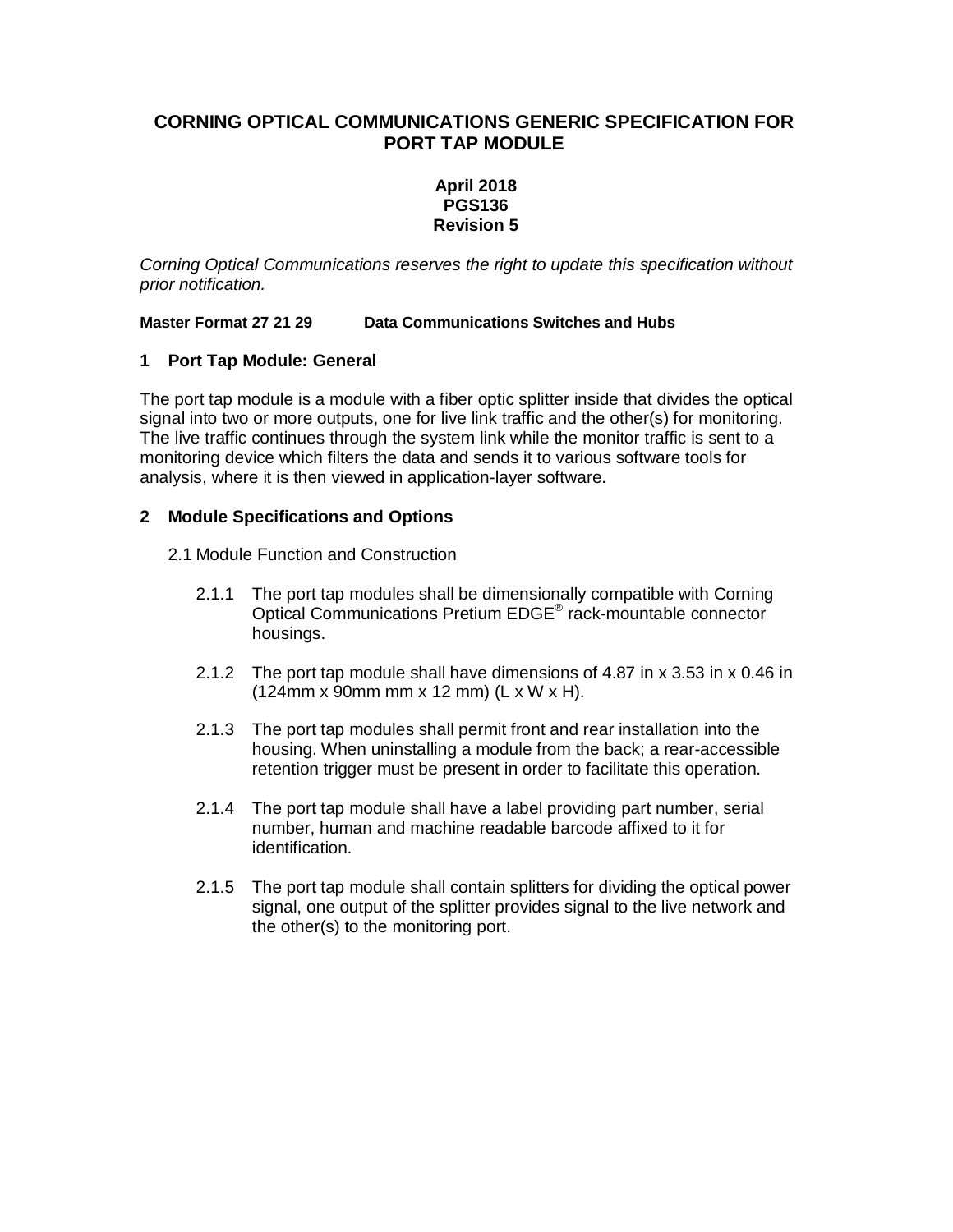# CORNING OPTICAL COMMUNICATIONS GENERIC SPECIFICATION FOR PORT TAP MODULE

**April 2018**
**PGS136**
**Revision 5**

*Corning Optical Communications reserves the right to update this specification without prior notification.*

**Master Format 27 21 29 Data Communications Switches and Hubs**

## 1 Port Tap Module: General

The port tap module is a module with a fiber optic splitter inside that divides the optical signal into two or more outputs, one for live link traffic and the other(s) for monitoring. The live traffic continues through the system link while the monitor traffic is sent to a monitoring device which filters the data and sends it to various software tools for analysis, where it is then viewed in application-layer software.

## 2 Module Specifications and Options

2.1 Module Function and Construction

2.1.1 The port tap modules shall be dimensionally compatible with Corning Optical Communications Pretium EDGE® rack-mountable connector housings.

2.1.2 The port tap module shall have dimensions of 4.87 in x 3.53 in x 0.46 in (124mm x 90mm mm x 12 mm) (L x W x H).

2.1.3 The port tap modules shall permit front and rear installation into the housing. When uninstalling a module from the back; a rear-accessible retention trigger must be present in order to facilitate this operation.

2.1.4 The port tap module shall have a label providing part number, serial number, human and machine readable barcode affixed to it for identification.

2.1.5 The port tap module shall contain splitters for dividing the optical power signal, one output of the splitter provides signal to the live network and the other(s) to the monitoring port.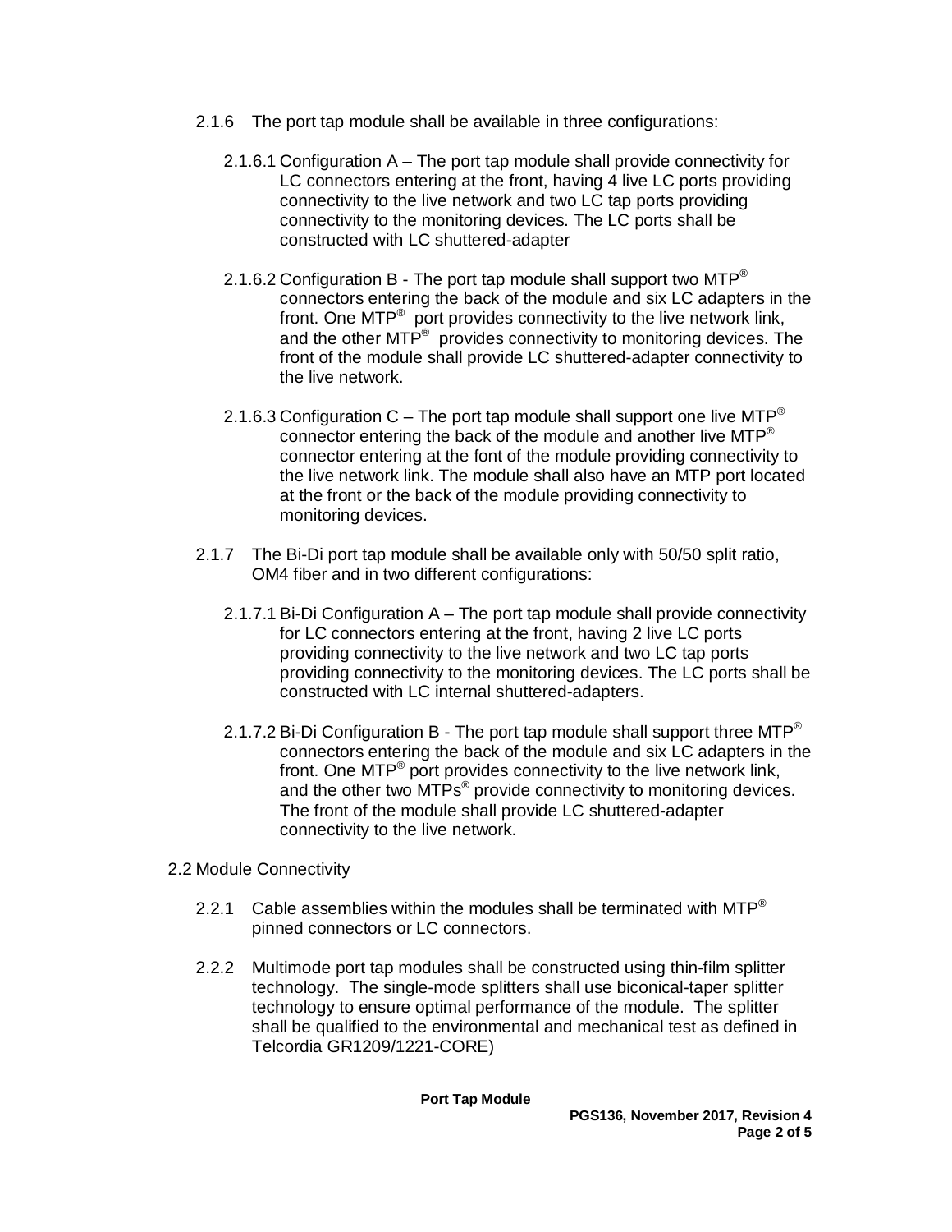2.1.6 The port tap module shall be available in three configurations:

2.1.6.1 Configuration A – The port tap module shall provide connectivity for LC connectors entering at the front, having 4 live LC ports providing connectivity to the live network and two LC tap ports providing connectivity to the monitoring devices. The LC ports shall be constructed with LC shuttered-adapter

2.1.6.2 Configuration B - The port tap module shall support two MTP® connectors entering the back of the module and six LC adapters in the front. One MTP® port provides connectivity to the live network link, and the other MTP® provides connectivity to monitoring devices. The front of the module shall provide LC shuttered-adapter connectivity to the live network.

2.1.6.3 Configuration C – The port tap module shall support one live MTP® connector entering the back of the module and another live MTP® connector entering at the font of the module providing connectivity to the live network link. The module shall also have an MTP port located at the front or the back of the module providing connectivity to monitoring devices.

2.1.7 The Bi-Di port tap module shall be available only with 50/50 split ratio, OM4 fiber and in two different configurations:

2.1.7.1 Bi-Di Configuration A – The port tap module shall provide connectivity for LC connectors entering at the front, having 2 live LC ports providing connectivity to the live network and two LC tap ports providing connectivity to the monitoring devices. The LC ports shall be constructed with LC internal shuttered-adapters.

2.1.7.2 Bi-Di Configuration B - The port tap module shall support three MTP® connectors entering the back of the module and six LC adapters in the front. One MTP® port provides connectivity to the live network link, and the other two MTPs® provide connectivity to monitoring devices. The front of the module shall provide LC shuttered-adapter connectivity to the live network.

2.2 Module Connectivity

2.2.1 Cable assemblies within the modules shall be terminated with MTP® pinned connectors or LC connectors.

2.2.2 Multimode port tap modules shall be constructed using thin-film splitter technology. The single-mode splitters shall use biconical-taper splitter technology to ensure optimal performance of the module. The splitter shall be qualified to the environmental and mechanical test as defined in Telcordia GR1209/1221-CORE)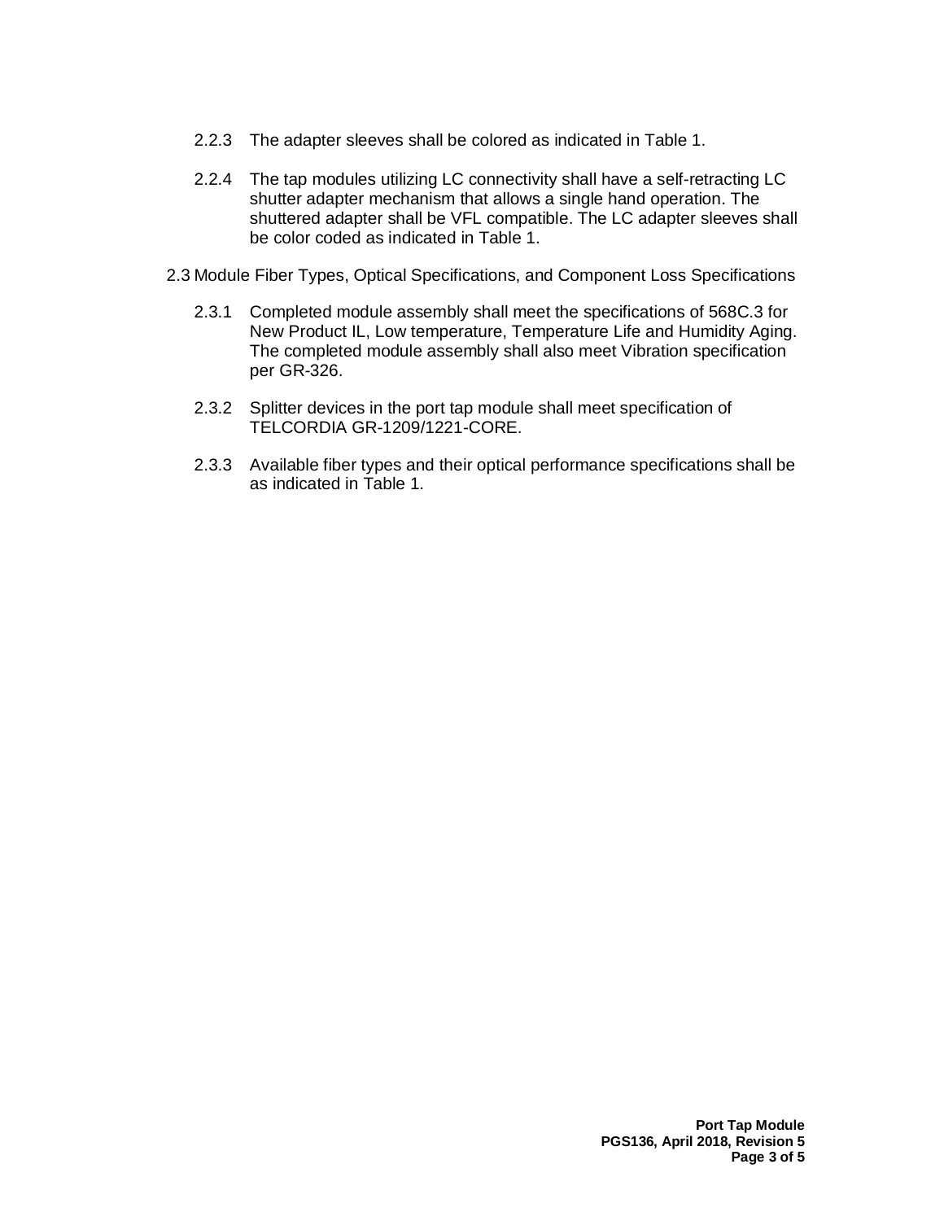2.2.3 The adapter sleeves shall be colored as indicated in Table 1.

2.2.4 The tap modules utilizing LC connectivity shall have a self-retracting LC shutter adapter mechanism that allows a single hand operation. The shuttered adapter shall be VFL compatible. The LC adapter sleeves shall be color coded as indicated in Table 1.

## 2.3 Module Fiber Types, Optical Specifications, and Component Loss Specifications

2.3.1 Completed module assembly shall meet the specifications of 568C.3 for New Product IL, Low temperature, Temperature Life and Humidity Aging. The completed module assembly shall also meet Vibration specification per GR-326.

2.3.2 Splitter devices in the port tap module shall meet specification of TELCORDIA GR-1209/1221-CORE.

2.3.3 Available fiber types and their optical performance specifications shall be as indicated in Table 1.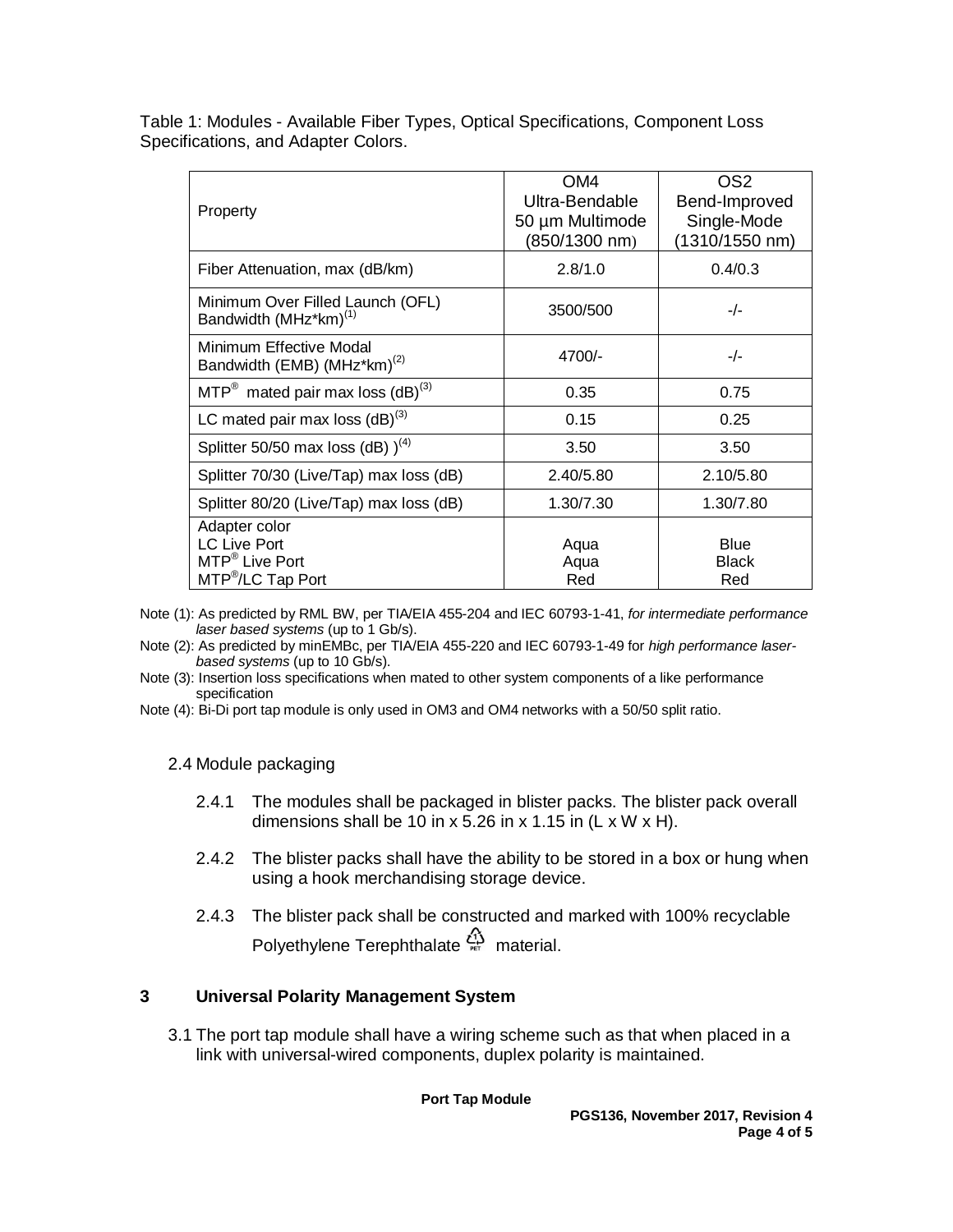Table 1: Modules - Available Fiber Types, Optical Specifications, Component Loss Specifications, and Adapter Colors.

| Property | OM4 Ultra-Bendable 50 µm Multimode (850/1300 nm) | OS2 Bend-Improved Single-Mode (1310/1550 nm) |
|---|---|---|
| Fiber Attenuation, max (dB/km) | 2.8/1.0 | 0.4/0.3 |
| Minimum Over Filled Launch (OFL) Bandwidth (MHz*km)[(1)] | 3500/500 | -/- |
| Minimum Effective Modal Bandwidth (EMB) (MHz*km)[(2)] | 4700/- | -/- |
| MTP® mated pair max loss (dB)[(3)] | 0.35 | 0.75 |
| LC mated pair max loss (dB)[(3)] | 0.15 | 0.25 |
| Splitter 50/50 max loss (dB) )[(4)] | 3.50 | 3.50 |
| Splitter 70/30 (Live/Tap) max loss (dB) | 2.40/5.80 | 2.10/5.80 |
| Splitter 80/20 (Live/Tap) max loss (dB) | 1.30/7.30 | 1.30/7.80 |
| Adapter color<br>LC Live Port<br>MTP® Live Port<br>MTP®/LC Tap Port | <br>Aqua<br>Aqua<br>Red | <br>Blue<br>Black<br>Red |

Note (1): As predicted by RML BW, per TIA/EIA 455-204 and IEC 60793-1-41, *for intermediate performance laser based systems* (up to 1 Gb/s).

Note (2): As predicted by minEMBc, per TIA/EIA 455-220 and IEC 60793-1-49 for *high performance laser-based systems* (up to 10 Gb/s).

Note (3): Insertion loss specifications when mated to other system components of a like performance specification

Note (4): Bi-Di port tap module is only used in OM3 and OM4 networks with a 50/50 split ratio.

2.4 Module packaging

2.4.1 The modules shall be packaged in blister packs. The blister pack overall dimensions shall be 10 in x 5.26 in x 1.15 in (L x W x H).

2.4.2 The blister packs shall have the ability to be stored in a box or hung when using a hook merchandising storage device.

2.4.3 The blister pack shall be constructed and marked with 100% recyclable Polyethylene Terephthalate ♳ material.

## 3 Universal Polarity Management System

3.1 The port tap module shall have a wiring scheme such as that when placed in a link with universal-wired components, duplex polarity is maintained.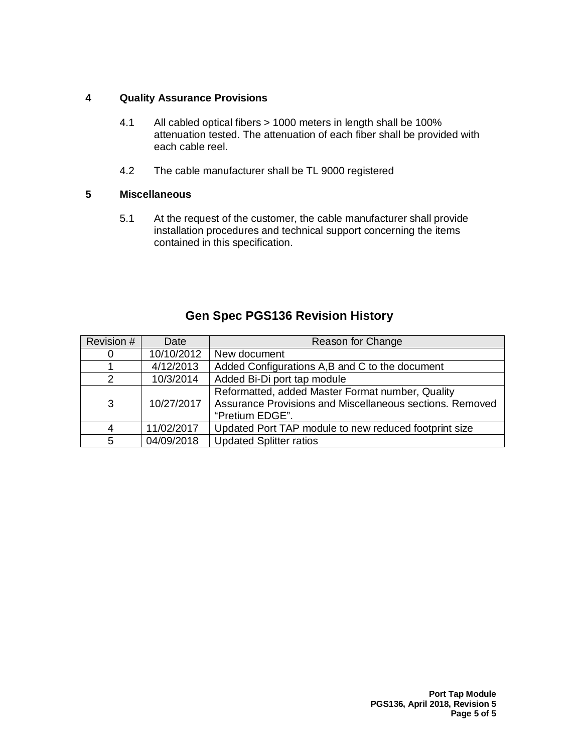## 4 Quality Assurance Provisions

4.1 All cabled optical fibers > 1000 meters in length shall be 100% attenuation tested. The attenuation of each fiber shall be provided with each cable reel.

4.2 The cable manufacturer shall be TL 9000 registered

## 5 Miscellaneous

5.1 At the request of the customer, the cable manufacturer shall provide installation procedures and technical support concerning the items contained in this specification.

## Gen Spec PGS136 Revision History

| Revision # | Date | Reason for Change |
|---|---|---|
| 0 | 10/10/2012 | New document |
| 1 | 4/12/2013 | Added Configurations A,B and C to the document |
| 2 | 10/3/2014 | Added Bi-Di port tap module |
| 3 | 10/27/2017 | Reformatted, added Master Format number, Quality Assurance Provisions and Miscellaneous sections. Removed "Pretium EDGE". |
| 4 | 11/02/2017 | Updated Port TAP module to new reduced footprint size |
| 5 | 04/09/2018 | Updated Splitter ratios |